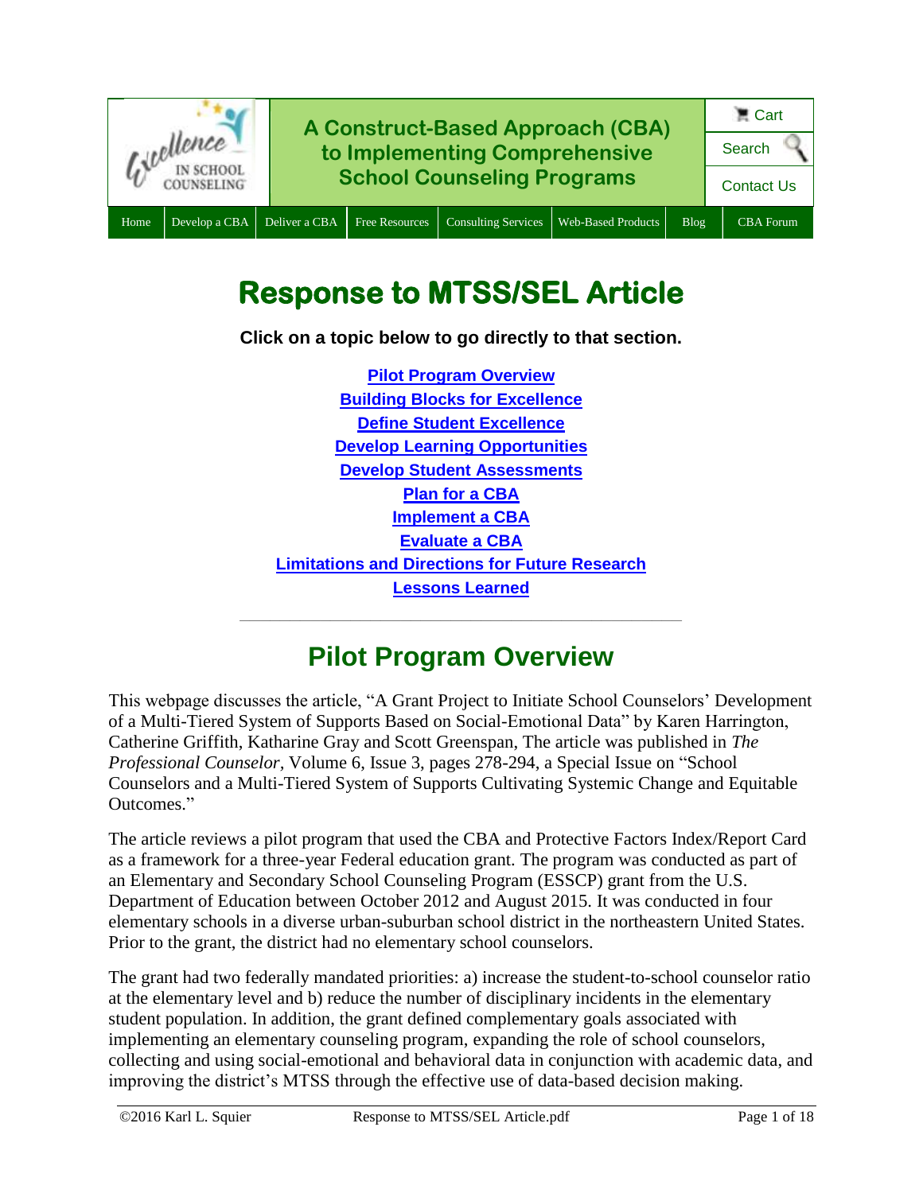# Response to MTSS/SEL Article

**Click on a topic below to go directly to that section.**

Pilot Program Overview
Building Blocks for Excellence
Define Student Excellence
Develop Learning Opportunities
Develop Student Assessments
Plan for a CBA
Implement a CBA
Evaluate a CBA
Limitations and Directions for Future Research
Lessons Learned

---

## Pilot Program Overview

This webpage discusses the article, "A Grant Project to Initiate School Counselors' Development of a Multi-Tiered System of Supports Based on Social-Emotional Data" by Karen Harrington, Catherine Griffith, Katharine Gray and Scott Greenspan, The article was published in *The Professional Counselor*, Volume 6, Issue 3, pages 278-294, a Special Issue on "School Counselors and a Multi-Tiered System of Supports Cultivating Systemic Change and Equitable Outcomes."

The article reviews a pilot program that used the CBA and Protective Factors Index/Report Card as a framework for a three-year Federal education grant. The program was conducted as part of an Elementary and Secondary School Counseling Program (ESSCP) grant from the U.S. Department of Education between October 2012 and August 2015. It was conducted in four elementary schools in a diverse urban-suburban school district in the northeastern United States. Prior to the grant, the district had no elementary school counselors.

The grant had two federally mandated priorities: a) increase the student-to-school counselor ratio at the elementary level and b) reduce the number of disciplinary incidents in the elementary student population. In addition, the grant defined complementary goals associated with implementing an elementary counseling program, expanding the role of school counselors, collecting and using social-emotional and behavioral data in conjunction with academic data, and improving the district's MTSS through the effective use of data-based decision making.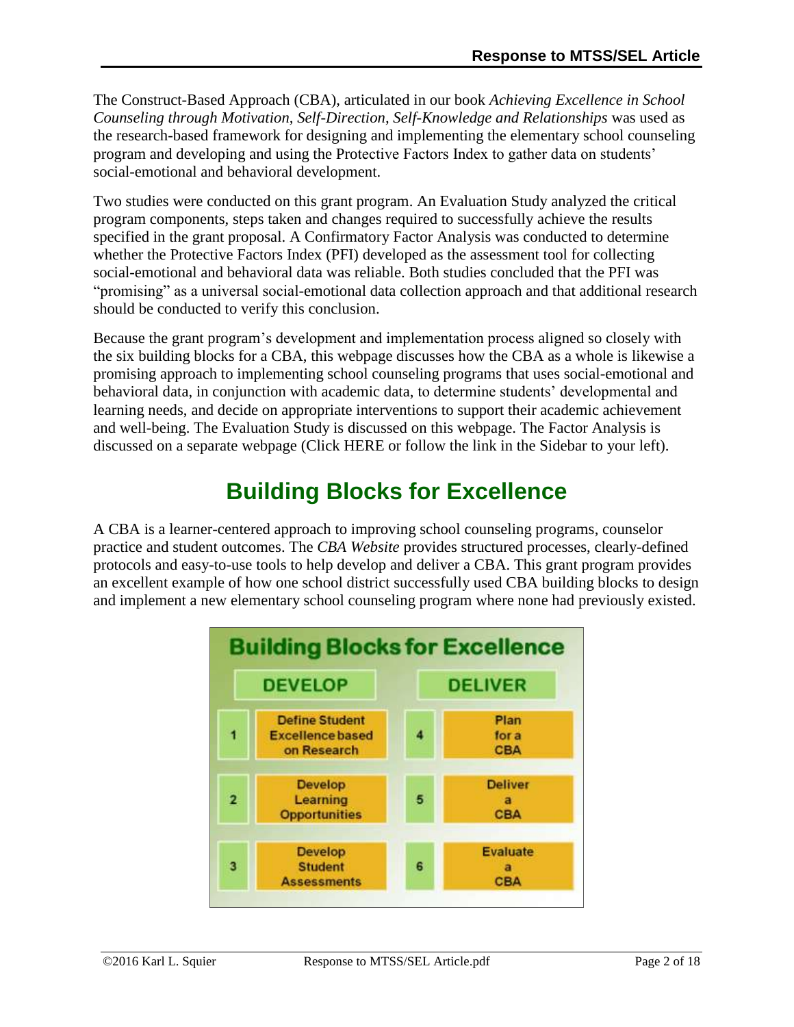The Construct-Based Approach (CBA), articulated in our book *Achieving Excellence in School Counseling through Motivation, Self-Direction, Self-Knowledge and Relationships* was used as the research-based framework for designing and implementing the elementary school counseling program and developing and using the Protective Factors Index to gather data on students' social-emotional and behavioral development.

Two studies were conducted on this grant program. An Evaluation Study analyzed the critical program components, steps taken and changes required to successfully achieve the results specified in the grant proposal. A Confirmatory Factor Analysis was conducted to determine whether the Protective Factors Index (PFI) developed as the assessment tool for collecting social-emotional and behavioral data was reliable. Both studies concluded that the PFI was "promising" as a universal social-emotional data collection approach and that additional research should be conducted to verify this conclusion.

Because the grant program's development and implementation process aligned so closely with the six building blocks for a CBA, this webpage discusses how the CBA as a whole is likewise a promising approach to implementing school counseling programs that uses social-emotional and behavioral data, in conjunction with academic data, to determine students' developmental and learning needs, and decide on appropriate interventions to support their academic achievement and well-being. The Evaluation Study is discussed on this webpage. The Factor Analysis is discussed on a separate webpage (Click HERE or follow the link in the Sidebar to your left).

## Building Blocks for Excellence

A CBA is a learner-centered approach to improving school counseling programs, counselor practice and student outcomes. The *CBA Website* provides structured processes, clearly-defined protocols and easy-to-use tools to help develop and deliver a CBA. This grant program provides an excellent example of how one school district successfully used CBA building blocks to design and implement a new elementary school counseling program where none had previously existed.

**Building Blocks for Excellence**

| | DEVELOP | | DELIVER |
|---|---|---|---|
| 1 | Define Student Excellence based on Research | 4 | Plan for a CBA |
| 2 | Develop Learning Opportunities | 5 | Deliver a CBA |
| 3 | Develop Student Assessments | 6 | Evaluate a CBA |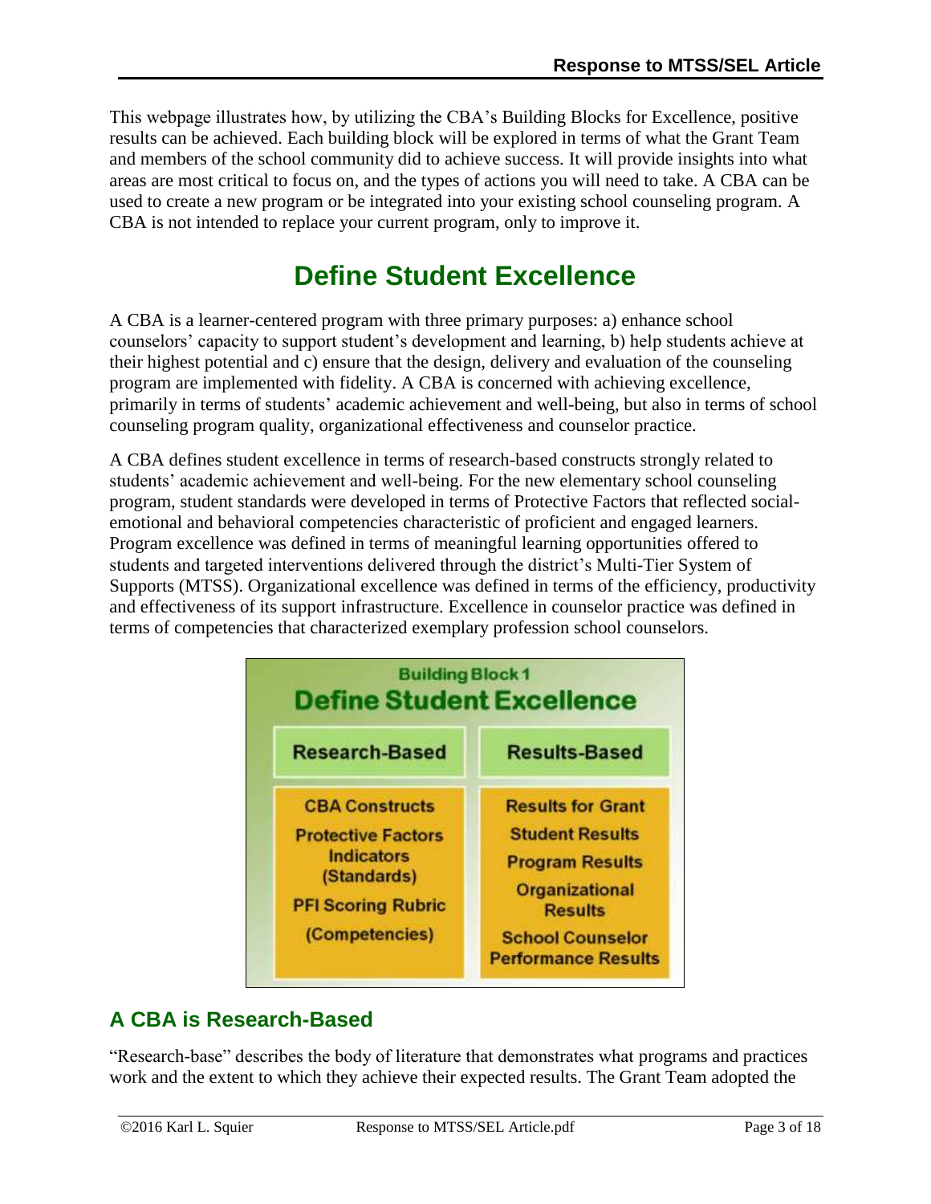This webpage illustrates how, by utilizing the CBA's Building Blocks for Excellence, positive results can be achieved. Each building block will be explored in terms of what the Grant Team and members of the school community did to achieve success. It will provide insights into what areas are most critical to focus on, and the types of actions you will need to take. A CBA can be used to create a new program or be integrated into your existing school counseling program. A CBA is not intended to replace your current program, only to improve it.

# Define Student Excellence

A CBA is a learner-centered program with three primary purposes: a) enhance school counselors' capacity to support student's development and learning, b) help students achieve at their highest potential and c) ensure that the design, delivery and evaluation of the counseling program are implemented with fidelity. A CBA is concerned with achieving excellence, primarily in terms of students' academic achievement and well-being, but also in terms of school counseling program quality, organizational effectiveness and counselor practice.

A CBA defines student excellence in terms of research-based constructs strongly related to students' academic achievement and well-being. For the new elementary school counseling program, student standards were developed in terms of Protective Factors that reflected social-emotional and behavioral competencies characteristic of proficient and engaged learners. Program excellence was defined in terms of meaningful learning opportunities offered to students and targeted interventions delivered through the district's Multi-Tier System of Supports (MTSS). Organizational excellence was defined in terms of the efficiency, productivity and effectiveness of its support infrastructure. Excellence in counselor practice was defined in terms of competencies that characterized exemplary profession school counselors.

**Building Block 1**
**Define Student Excellence**

| Research-Based | Results-Based |
|---|---|
| CBA Constructs | Results for Grant |
| Protective Factors Indicators (Standards) | Student Results |
| PFI Scoring Rubric | Program Results |
| (Competencies) | Organizational Results |
| | School Counselor Performance Results |

## A CBA is Research-Based

"Research-base" describes the body of literature that demonstrates what programs and practices work and the extent to which they achieve their expected results. The Grant Team adopted the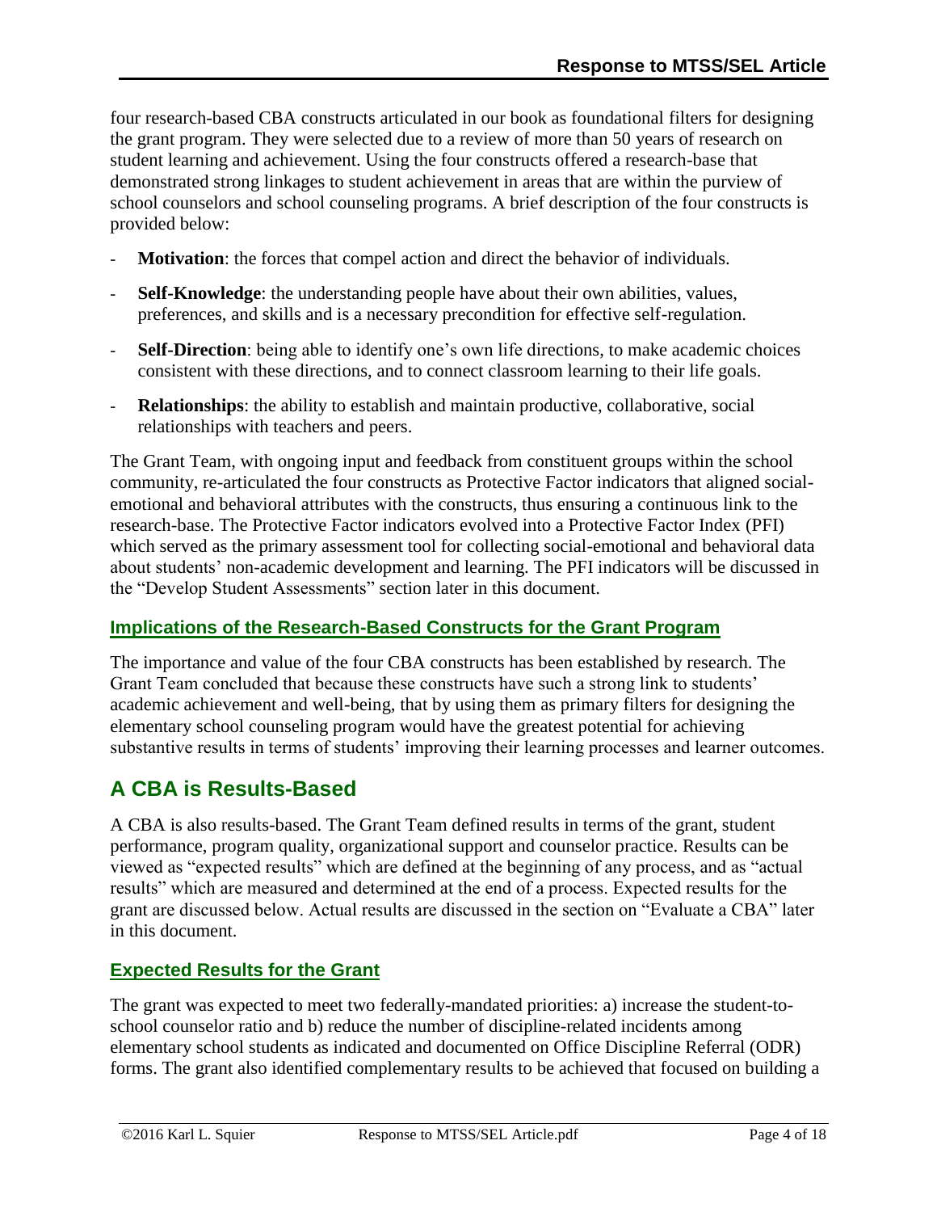four research-based CBA constructs articulated in our book as foundational filters for designing the grant program. They were selected due to a review of more than 50 years of research on student learning and achievement. Using the four constructs offered a research-base that demonstrated strong linkages to student achievement in areas that are within the purview of school counselors and school counseling programs. A brief description of the four constructs is provided below:

- **Motivation**: the forces that compel action and direct the behavior of individuals.
- **Self-Knowledge**: the understanding people have about their own abilities, values, preferences, and skills and is a necessary precondition for effective self-regulation.
- **Self-Direction**: being able to identify one's own life directions, to make academic choices consistent with these directions, and to connect classroom learning to their life goals.
- **Relationships**: the ability to establish and maintain productive, collaborative, social relationships with teachers and peers.

The Grant Team, with ongoing input and feedback from constituent groups within the school community, re-articulated the four constructs as Protective Factor indicators that aligned social-emotional and behavioral attributes with the constructs, thus ensuring a continuous link to the research-base. The Protective Factor indicators evolved into a Protective Factor Index (PFI) which served as the primary assessment tool for collecting social-emotional and behavioral data about students' non-academic development and learning. The PFI indicators will be discussed in the "Develop Student Assessments" section later in this document.

### Implications of the Research-Based Constructs for the Grant Program

The importance and value of the four CBA constructs has been established by research. The Grant Team concluded that because these constructs have such a strong link to students' academic achievement and well-being, that by using them as primary filters for designing the elementary school counseling program would have the greatest potential for achieving substantive results in terms of students' improving their learning processes and learner outcomes.

## A CBA is Results-Based

A CBA is also results-based. The Grant Team defined results in terms of the grant, student performance, program quality, organizational support and counselor practice. Results can be viewed as "expected results" which are defined at the beginning of any process, and as "actual results" which are measured and determined at the end of a process. Expected results for the grant are discussed below. Actual results are discussed in the section on "Evaluate a CBA" later in this document.

### Expected Results for the Grant

The grant was expected to meet two federally-mandated priorities: a) increase the student-to-school counselor ratio and b) reduce the number of discipline-related incidents among elementary school students as indicated and documented on Office Discipline Referral (ODR) forms. The grant also identified complementary results to be achieved that focused on building a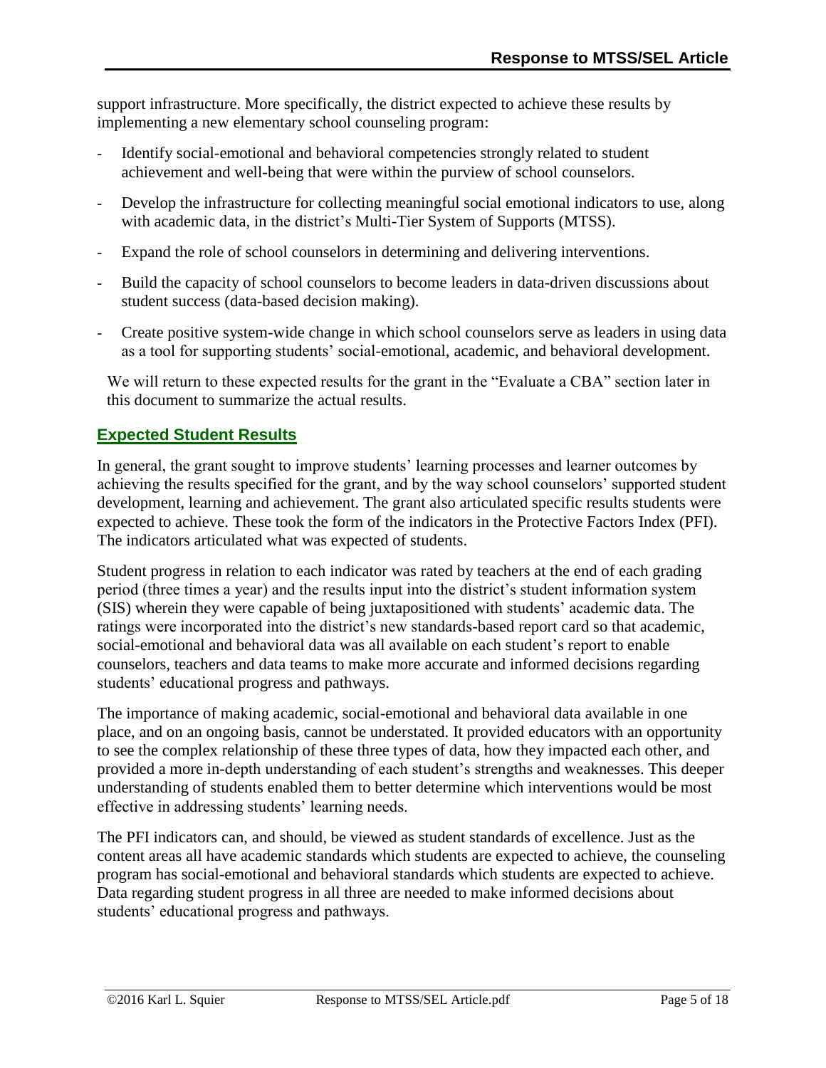support infrastructure. More specifically, the district expected to achieve these results by implementing a new elementary school counseling program:

- Identify social-emotional and behavioral competencies strongly related to student achievement and well-being that were within the purview of school counselors.
- Develop the infrastructure for collecting meaningful social emotional indicators to use, along with academic data, in the district's Multi-Tier System of Supports (MTSS).
- Expand the role of school counselors in determining and delivering interventions.
- Build the capacity of school counselors to become leaders in data-driven discussions about student success (data-based decision making).
- Create positive system-wide change in which school counselors serve as leaders in using data as a tool for supporting students' social-emotional, academic, and behavioral development.

We will return to these expected results for the grant in the "Evaluate a CBA" section later in this document to summarize the actual results.

## Expected Student Results

In general, the grant sought to improve students' learning processes and learner outcomes by achieving the results specified for the grant, and by the way school counselors' supported student development, learning and achievement. The grant also articulated specific results students were expected to achieve. These took the form of the indicators in the Protective Factors Index (PFI). The indicators articulated what was expected of students.

Student progress in relation to each indicator was rated by teachers at the end of each grading period (three times a year) and the results input into the district's student information system (SIS) wherein they were capable of being juxtapositioned with students' academic data. The ratings were incorporated into the district's new standards-based report card so that academic, social-emotional and behavioral data was all available on each student's report to enable counselors, teachers and data teams to make more accurate and informed decisions regarding students' educational progress and pathways.

The importance of making academic, social-emotional and behavioral data available in one place, and on an ongoing basis, cannot be understated. It provided educators with an opportunity to see the complex relationship of these three types of data, how they impacted each other, and provided a more in-depth understanding of each student's strengths and weaknesses. This deeper understanding of students enabled them to better determine which interventions would be most effective in addressing students' learning needs.

The PFI indicators can, and should, be viewed as student standards of excellence. Just as the content areas all have academic standards which students are expected to achieve, the counseling program has social-emotional and behavioral standards which students are expected to achieve. Data regarding student progress in all three are needed to make informed decisions about students' educational progress and pathways.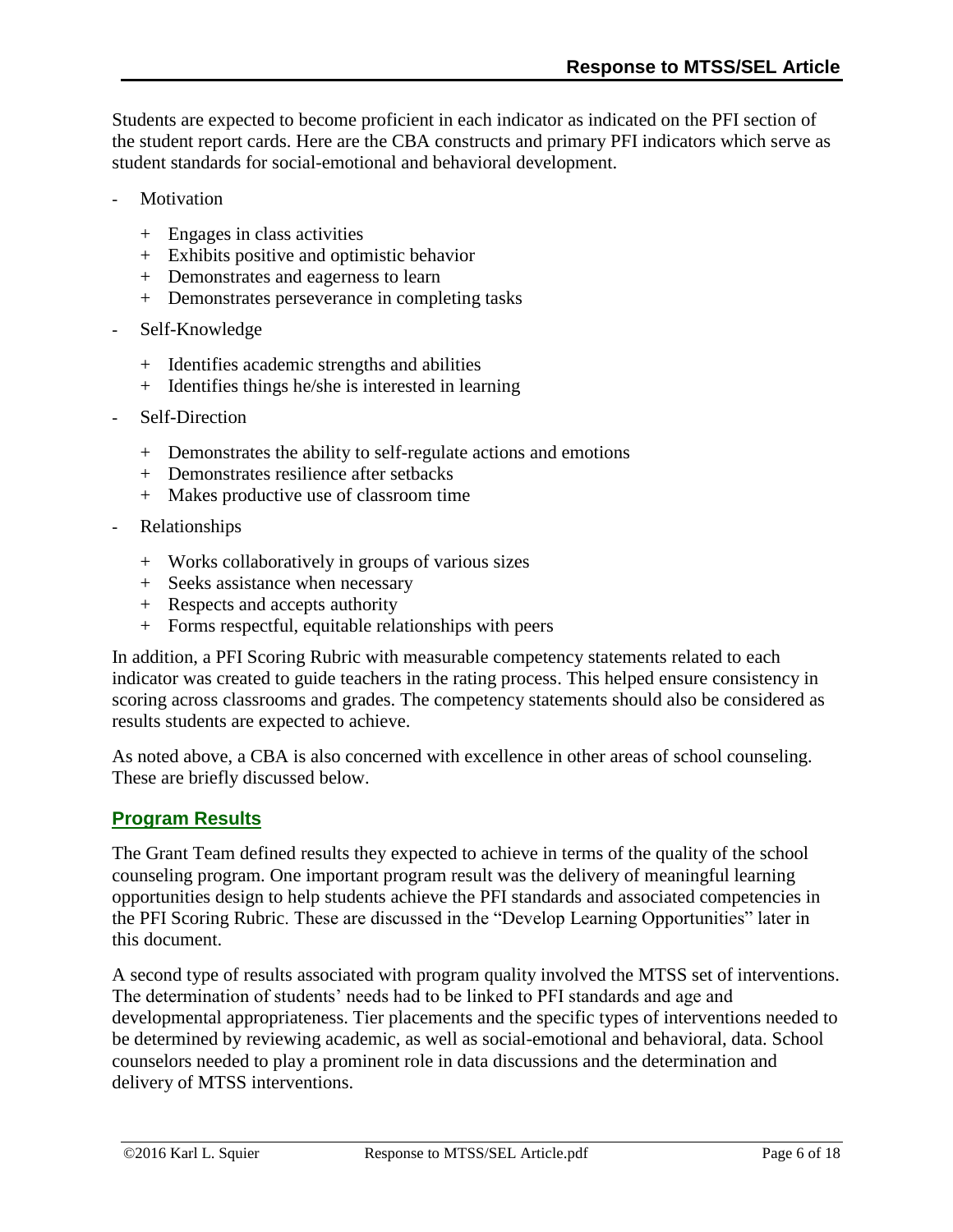Students are expected to become proficient in each indicator as indicated on the PFI section of the student report cards. Here are the CBA constructs and primary PFI indicators which serve as student standards for social-emotional and behavioral development.

- Motivation
  + Engages in class activities
  + Exhibits positive and optimistic behavior
  + Demonstrates and eagerness to learn
  + Demonstrates perseverance in completing tasks
- Self-Knowledge
  + Identifies academic strengths and abilities
  + Identifies things he/she is interested in learning
- Self-Direction
  + Demonstrates the ability to self-regulate actions and emotions
  + Demonstrates resilience after setbacks
  + Makes productive use of classroom time
- Relationships
  + Works collaboratively in groups of various sizes
  + Seeks assistance when necessary
  + Respects and accepts authority
  + Forms respectful, equitable relationships with peers

In addition, a PFI Scoring Rubric with measurable competency statements related to each indicator was created to guide teachers in the rating process. This helped ensure consistency in scoring across classrooms and grades. The competency statements should also be considered as results students are expected to achieve.

As noted above, a CBA is also concerned with excellence in other areas of school counseling. These are briefly discussed below.

## Program Results

The Grant Team defined results they expected to achieve in terms of the quality of the school counseling program. One important program result was the delivery of meaningful learning opportunities design to help students achieve the PFI standards and associated competencies in the PFI Scoring Rubric. These are discussed in the "Develop Learning Opportunities" later in this document.

A second type of results associated with program quality involved the MTSS set of interventions. The determination of students' needs had to be linked to PFI standards and age and developmental appropriateness. Tier placements and the specific types of interventions needed to be determined by reviewing academic, as well as social-emotional and behavioral, data. School counselors needed to play a prominent role in data discussions and the determination and delivery of MTSS interventions.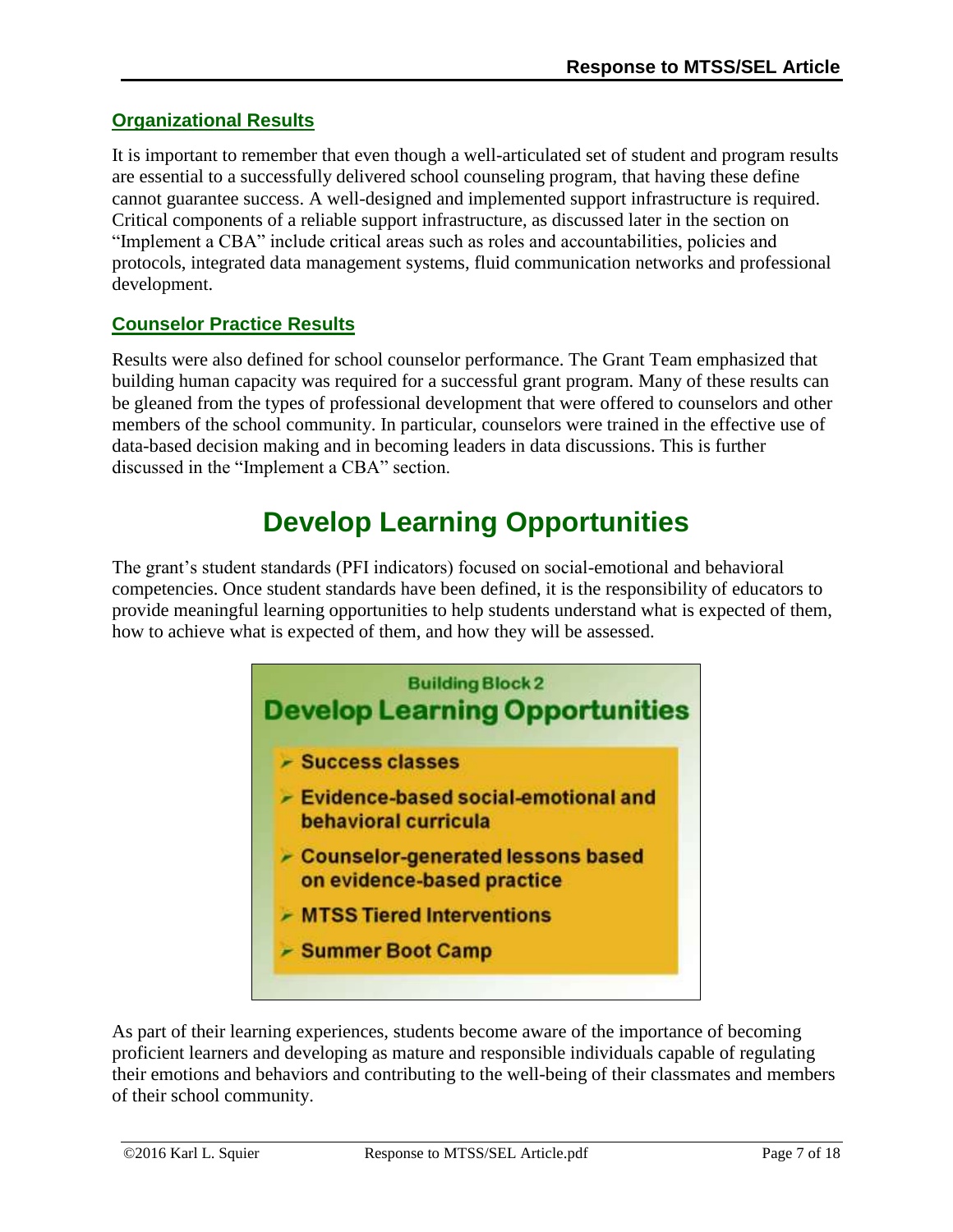### Organizational Results

It is important to remember that even though a well-articulated set of student and program results are essential to a successfully delivered school counseling program, that having these define cannot guarantee success. A well-designed and implemented support infrastructure is required. Critical components of a reliable support infrastructure, as discussed later in the section on "Implement a CBA" include critical areas such as roles and accountabilities, policies and protocols, integrated data management systems, fluid communication networks and professional development.

### Counselor Practice Results

Results were also defined for school counselor performance. The Grant Team emphasized that building human capacity was required for a successful grant program. Many of these results can be gleaned from the types of professional development that were offered to counselors and other members of the school community. In particular, counselors were trained in the effective use of data-based decision making and in becoming leaders in data discussions. This is further discussed in the "Implement a CBA" section.

# Develop Learning Opportunities

The grant's student standards (PFI indicators) focused on social-emotional and behavioral competencies. Once student standards have been defined, it is the responsibility of educators to provide meaningful learning opportunities to help students understand what is expected of them, how to achieve what is expected of them, and how they will be assessed.

**Building Block 2**
**Develop Learning Opportunities**

- Success classes
- Evidence-based social-emotional and behavioral curricula
- Counselor-generated lessons based on evidence-based practice
- MTSS Tiered Interventions
- Summer Boot Camp

As part of their learning experiences, students become aware of the importance of becoming proficient learners and developing as mature and responsible individuals capable of regulating their emotions and behaviors and contributing to the well-being of their classmates and members of their school community.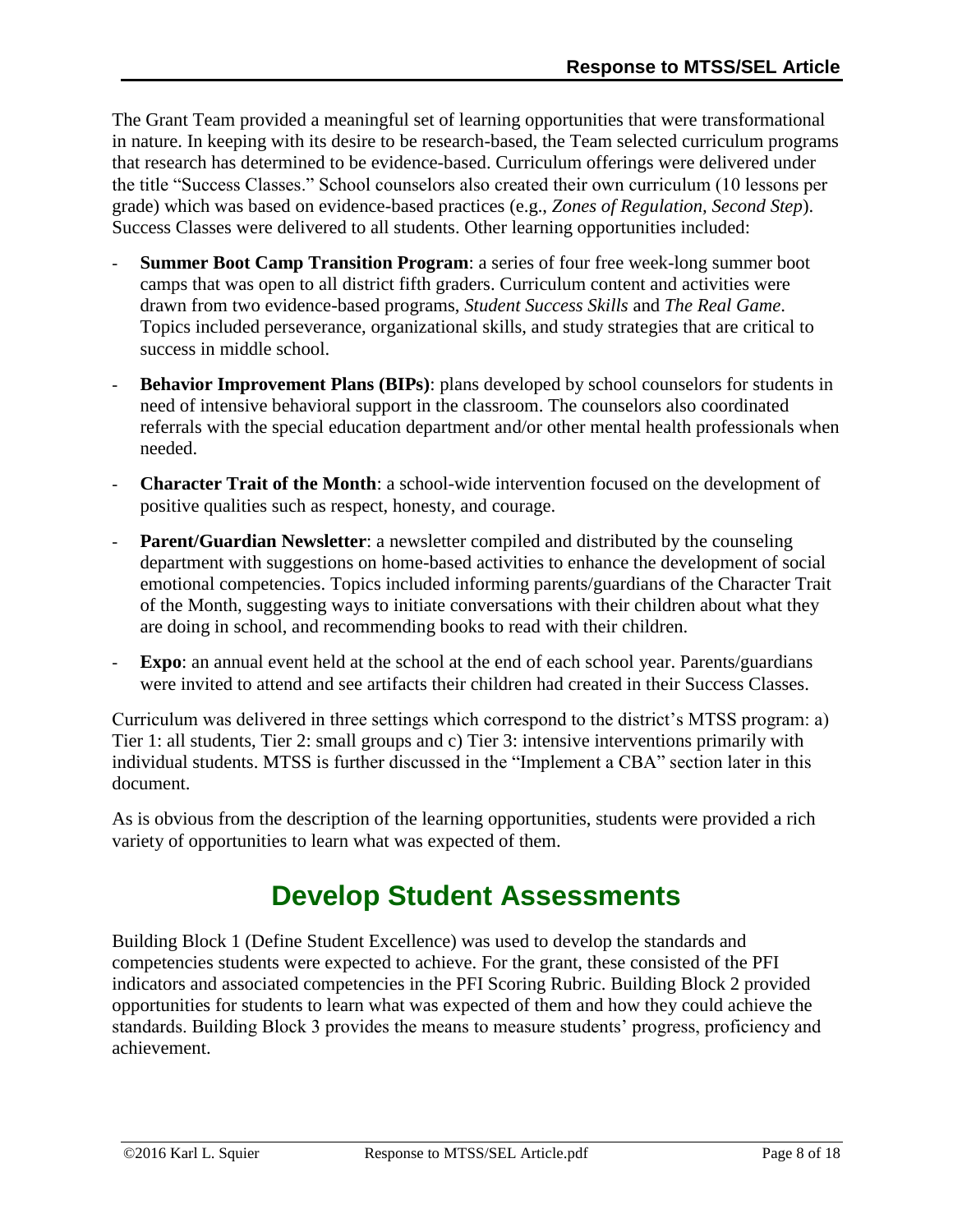The Grant Team provided a meaningful set of learning opportunities that were transformational in nature. In keeping with its desire to be research-based, the Team selected curriculum programs that research has determined to be evidence-based. Curriculum offerings were delivered under the title "Success Classes." School counselors also created their own curriculum (10 lessons per grade) which was based on evidence-based practices (e.g., *Zones of Regulation, Second Step*). Success Classes were delivered to all students. Other learning opportunities included:

- **Summer Boot Camp Transition Program**: a series of four free week-long summer boot camps that was open to all district fifth graders. Curriculum content and activities were drawn from two evidence-based programs, *Student Success Skills* and *The Real Game*. Topics included perseverance, organizational skills, and study strategies that are critical to success in middle school.
- **Behavior Improvement Plans (BIPs)**: plans developed by school counselors for students in need of intensive behavioral support in the classroom. The counselors also coordinated referrals with the special education department and/or other mental health professionals when needed.
- **Character Trait of the Month**: a school-wide intervention focused on the development of positive qualities such as respect, honesty, and courage.
- **Parent/Guardian Newsletter**: a newsletter compiled and distributed by the counseling department with suggestions on home-based activities to enhance the development of social emotional competencies. Topics included informing parents/guardians of the Character Trait of the Month, suggesting ways to initiate conversations with their children about what they are doing in school, and recommending books to read with their children.
- **Expo**: an annual event held at the school at the end of each school year. Parents/guardians were invited to attend and see artifacts their children had created in their Success Classes.

Curriculum was delivered in three settings which correspond to the district's MTSS program: a) Tier 1: all students, Tier 2: small groups and c) Tier 3: intensive interventions primarily with individual students. MTSS is further discussed in the "Implement a CBA" section later in this document.

As is obvious from the description of the learning opportunities, students were provided a rich variety of opportunities to learn what was expected of them.

# Develop Student Assessments

Building Block 1 (Define Student Excellence) was used to develop the standards and competencies students were expected to achieve. For the grant, these consisted of the PFI indicators and associated competencies in the PFI Scoring Rubric. Building Block 2 provided opportunities for students to learn what was expected of them and how they could achieve the standards. Building Block 3 provides the means to measure students' progress, proficiency and achievement.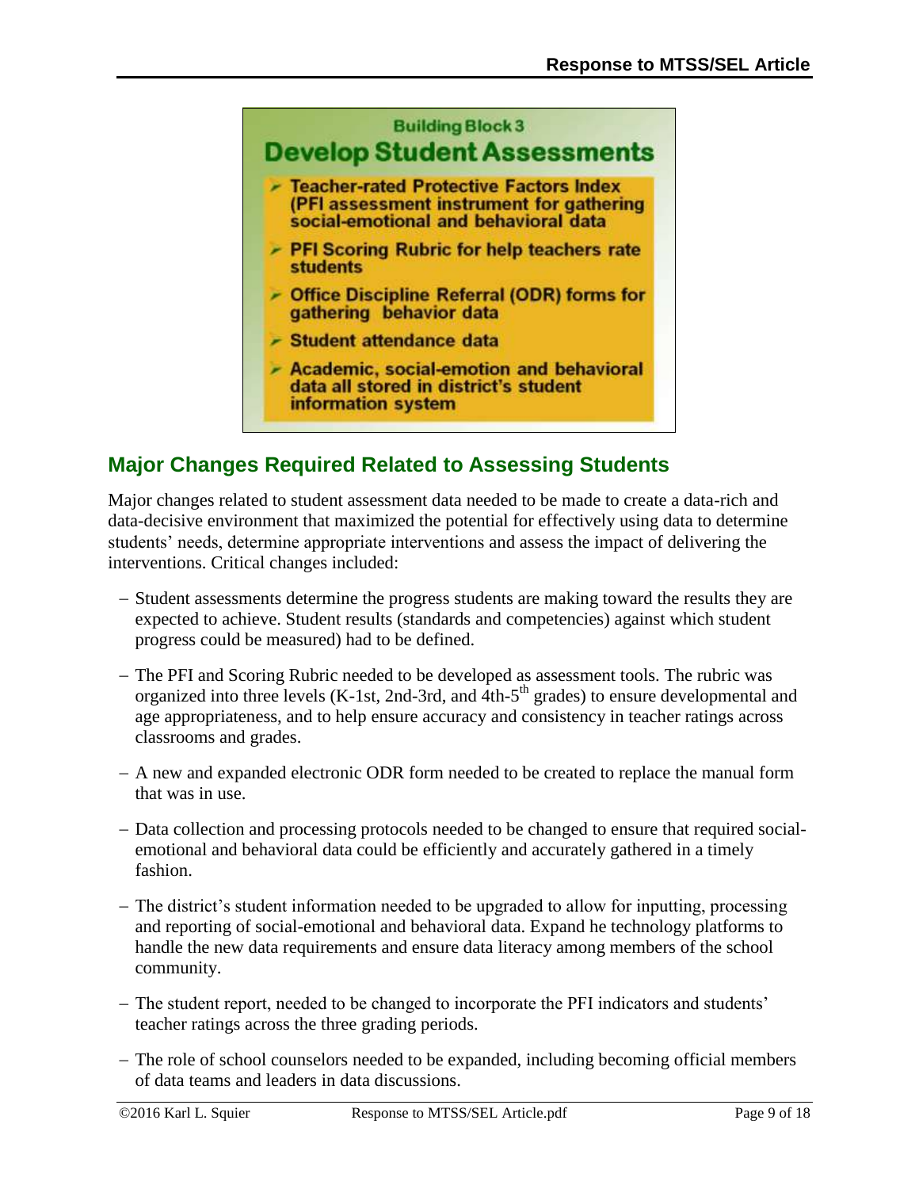**Building Block 3**

**Develop Student Assessments**

- Teacher-rated Protective Factors Index (PFI assessment instrument for gathering social-emotional and behavioral data
- PFI Scoring Rubric for help teachers rate students
- Office Discipline Referral (ODR) forms for gathering behavior data
- Student attendance data
- Academic, social-emotion and behavioral data all stored in district's student information system

## Major Changes Required Related to Assessing Students

Major changes related to student assessment data needed to be made to create a data-rich and data-decisive environment that maximized the potential for effectively using data to determine students' needs, determine appropriate interventions and assess the impact of delivering the interventions. Critical changes included:

- Student assessments determine the progress students are making toward the results they are expected to achieve. Student results (standards and competencies) against which student progress could be measured) had to be defined.
- The PFI and Scoring Rubric needed to be developed as assessment tools. The rubric was organized into three levels (K-1st, 2nd-3rd, and 4th-5th grades) to ensure developmental and age appropriateness, and to help ensure accuracy and consistency in teacher ratings across classrooms and grades.
- A new and expanded electronic ODR form needed to be created to replace the manual form that was in use.
- Data collection and processing protocols needed to be changed to ensure that required social-emotional and behavioral data could be efficiently and accurately gathered in a timely fashion.
- The district's student information needed to be upgraded to allow for inputting, processing and reporting of social-emotional and behavioral data. Expand he technology platforms to handle the new data requirements and ensure data literacy among members of the school community.
- The student report, needed to be changed to incorporate the PFI indicators and students' teacher ratings across the three grading periods.
- The role of school counselors needed to be expanded, including becoming official members of data teams and leaders in data discussions.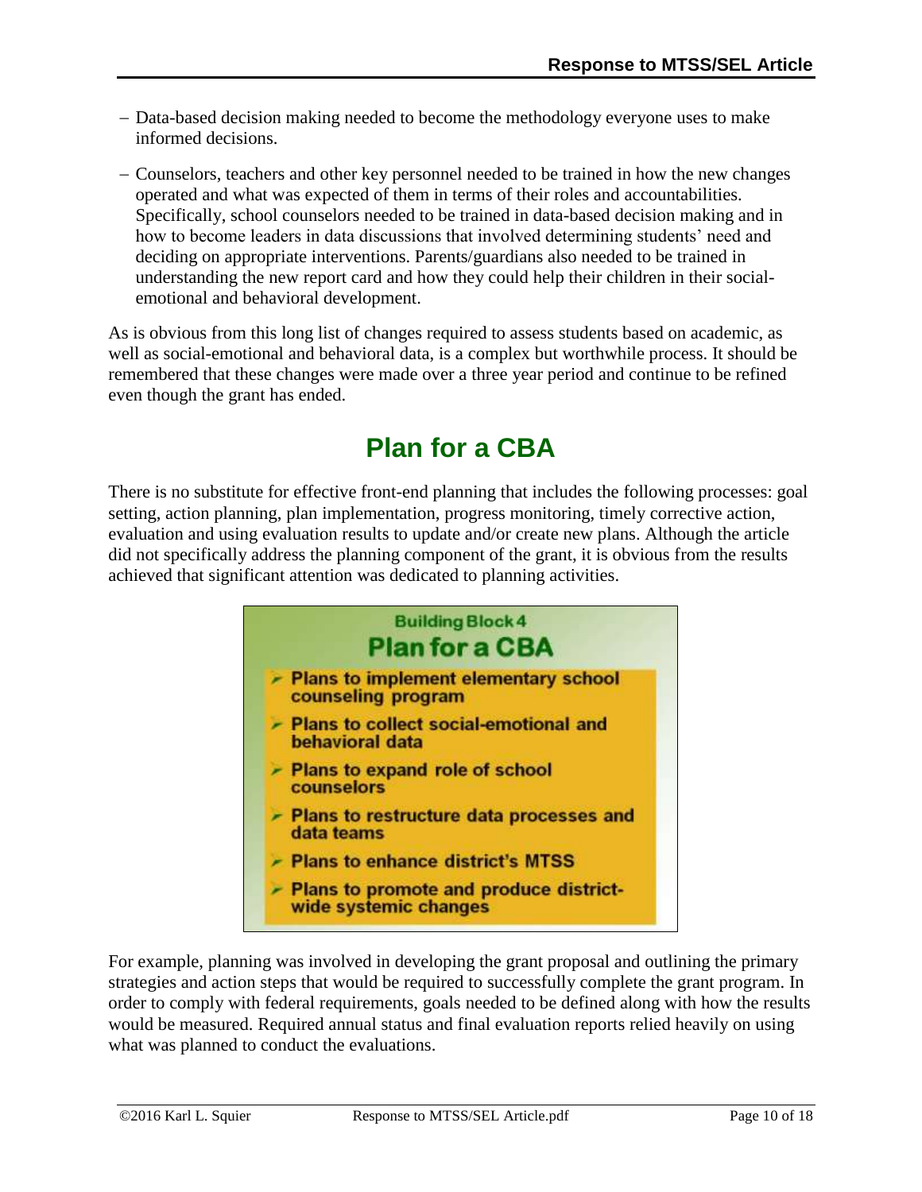- Data-based decision making needed to become the methodology everyone uses to make informed decisions.
- Counselors, teachers and other key personnel needed to be trained in how the new changes operated and what was expected of them in terms of their roles and accountabilities. Specifically, school counselors needed to be trained in data-based decision making and in how to become leaders in data discussions that involved determining students' need and deciding on appropriate interventions. Parents/guardians also needed to be trained in understanding the new report card and how they could help their children in their social-emotional and behavioral development.

As is obvious from this long list of changes required to assess students based on academic, as well as social-emotional and behavioral data, is a complex but worthwhile process. It should be remembered that these changes were made over a three year period and continue to be refined even though the grant has ended.

## Plan for a CBA

There is no substitute for effective front-end planning that includes the following processes: goal setting, action planning, plan implementation, progress monitoring, timely corrective action, evaluation and using evaluation results to update and/or create new plans. Although the article did not specifically address the planning component of the grant, it is obvious from the results achieved that significant attention was dedicated to planning activities.

**Building Block 4**

**Plan for a CBA**

- Plans to implement elementary school counseling program
- Plans to collect social-emotional and behavioral data
- Plans to expand role of school counselors
- Plans to restructure data processes and data teams
- Plans to enhance district's MTSS
- Plans to promote and produce district-wide systemic changes

For example, planning was involved in developing the grant proposal and outlining the primary strategies and action steps that would be required to successfully complete the grant program. In order to comply with federal requirements, goals needed to be defined along with how the results would be measured. Required annual status and final evaluation reports relied heavily on using what was planned to conduct the evaluations.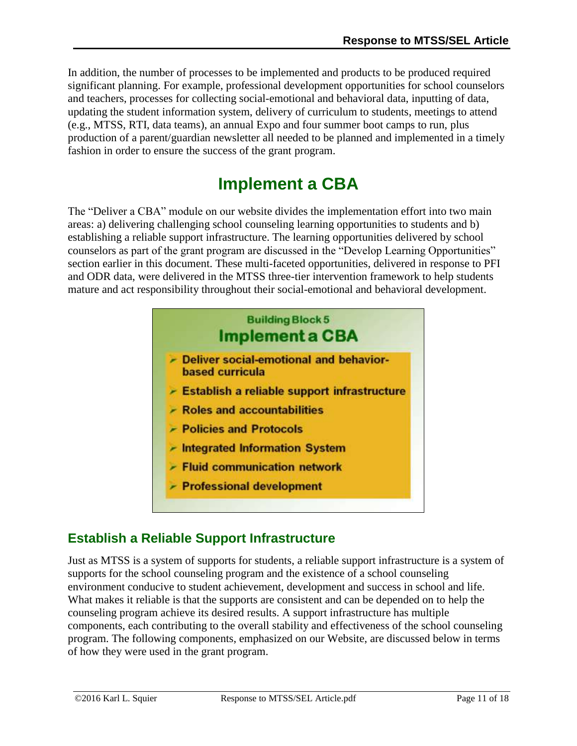In addition, the number of processes to be implemented and products to be produced required significant planning. For example, professional development opportunities for school counselors and teachers, processes for collecting social-emotional and behavioral data, inputting of data, updating the student information system, delivery of curriculum to students, meetings to attend (e.g., MTSS, RTI, data teams), an annual Expo and four summer boot camps to run, plus production of a parent/guardian newsletter all needed to be planned and implemented in a timely fashion in order to ensure the success of the grant program.

# Implement a CBA

The "Deliver a CBA" module on our website divides the implementation effort into two main areas: a) delivering challenging school counseling learning opportunities to students and b) establishing a reliable support infrastructure. The learning opportunities delivered by school counselors as part of the grant program are discussed in the "Develop Learning Opportunities" section earlier in this document. These multi-faceted opportunities, delivered in response to PFI and ODR data, were delivered in the MTSS three-tier intervention framework to help students mature and act responsibility throughout their social-emotional and behavioral development.

**Building Block 5**

**Implement a CBA**

- **Deliver social-emotional and behavior-based curricula**
- **Establish a reliable support infrastructure**
- **Roles and accountabilities**
- **Policies and Protocols**
- **Integrated Information System**
- **Fluid communication network**
- **Professional development**

## Establish a Reliable Support Infrastructure

Just as MTSS is a system of supports for students, a reliable support infrastructure is a system of supports for the school counseling program and the existence of a school counseling environment conducive to student achievement, development and success in school and life. What makes it reliable is that the supports are consistent and can be depended on to help the counseling program achieve its desired results. A support infrastructure has multiple components, each contributing to the overall stability and effectiveness of the school counseling program. The following components, emphasized on our Website, are discussed below in terms of how they were used in the grant program.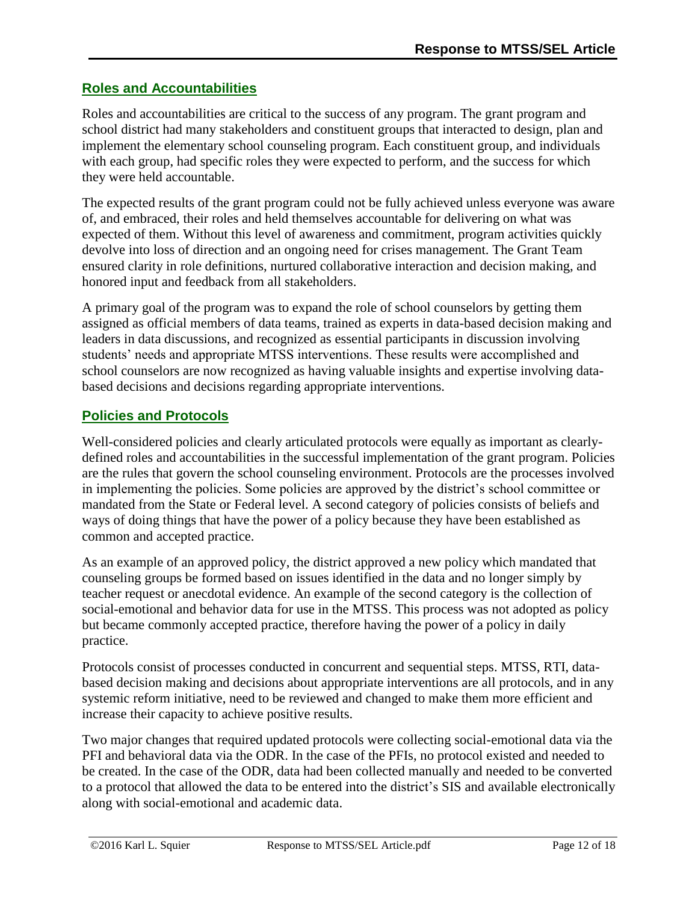## Roles and Accountabilities

Roles and accountabilities are critical to the success of any program. The grant program and school district had many stakeholders and constituent groups that interacted to design, plan and implement the elementary school counseling program. Each constituent group, and individuals with each group, had specific roles they were expected to perform, and the success for which they were held accountable.

The expected results of the grant program could not be fully achieved unless everyone was aware of, and embraced, their roles and held themselves accountable for delivering on what was expected of them. Without this level of awareness and commitment, program activities quickly devolve into loss of direction and an ongoing need for crises management. The Grant Team ensured clarity in role definitions, nurtured collaborative interaction and decision making, and honored input and feedback from all stakeholders.

A primary goal of the program was to expand the role of school counselors by getting them assigned as official members of data teams, trained as experts in data-based decision making and leaders in data discussions, and recognized as essential participants in discussion involving students' needs and appropriate MTSS interventions. These results were accomplished and school counselors are now recognized as having valuable insights and expertise involving data-based decisions and decisions regarding appropriate interventions.

## Policies and Protocols

Well-considered policies and clearly articulated protocols were equally as important as clearly-defined roles and accountabilities in the successful implementation of the grant program. Policies are the rules that govern the school counseling environment. Protocols are the processes involved in implementing the policies. Some policies are approved by the district's school committee or mandated from the State or Federal level. A second category of policies consists of beliefs and ways of doing things that have the power of a policy because they have been established as common and accepted practice.

As an example of an approved policy, the district approved a new policy which mandated that counseling groups be formed based on issues identified in the data and no longer simply by teacher request or anecdotal evidence. An example of the second category is the collection of social-emotional and behavior data for use in the MTSS. This process was not adopted as policy but became commonly accepted practice, therefore having the power of a policy in daily practice.

Protocols consist of processes conducted in concurrent and sequential steps. MTSS, RTI, data-based decision making and decisions about appropriate interventions are all protocols, and in any systemic reform initiative, need to be reviewed and changed to make them more efficient and increase their capacity to achieve positive results.

Two major changes that required updated protocols were collecting social-emotional data via the PFI and behavioral data via the ODR. In the case of the PFIs, no protocol existed and needed to be created. In the case of the ODR, data had been collected manually and needed to be converted to a protocol that allowed the data to be entered into the district's SIS and available electronically along with social-emotional and academic data.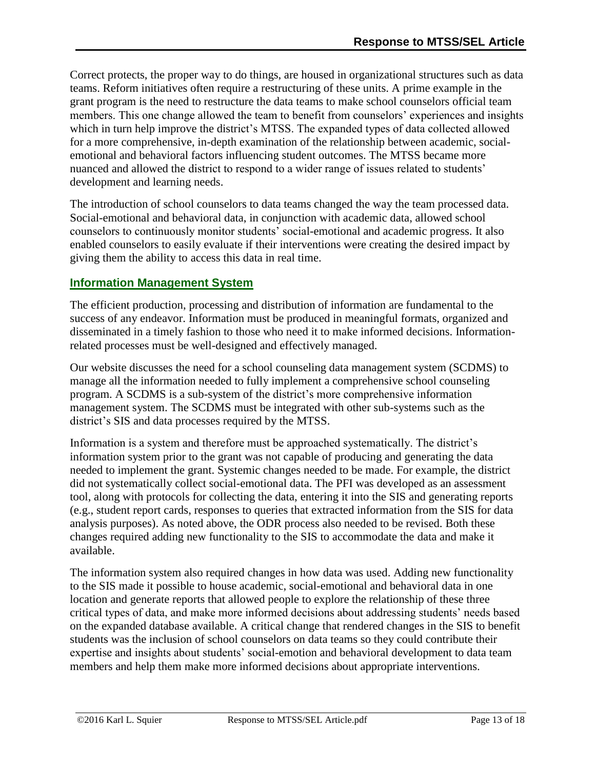Correct protects, the proper way to do things, are housed in organizational structures such as data teams. Reform initiatives often require a restructuring of these units. A prime example in the grant program is the need to restructure the data teams to make school counselors official team members. This one change allowed the team to benefit from counselors' experiences and insights which in turn help improve the district's MTSS. The expanded types of data collected allowed for a more comprehensive, in-depth examination of the relationship between academic, social-emotional and behavioral factors influencing student outcomes. The MTSS became more nuanced and allowed the district to respond to a wider range of issues related to students' development and learning needs.

The introduction of school counselors to data teams changed the way the team processed data. Social-emotional and behavioral data, in conjunction with academic data, allowed school counselors to continuously monitor students' social-emotional and academic progress. It also enabled counselors to easily evaluate if their interventions were creating the desired impact by giving them the ability to access this data in real time.

## Information Management System

The efficient production, processing and distribution of information are fundamental to the success of any endeavor. Information must be produced in meaningful formats, organized and disseminated in a timely fashion to those who need it to make informed decisions. Information-related processes must be well-designed and effectively managed.

Our website discusses the need for a school counseling data management system (SCDMS) to manage all the information needed to fully implement a comprehensive school counseling program. A SCDMS is a sub-system of the district's more comprehensive information management system. The SCDMS must be integrated with other sub-systems such as the district's SIS and data processes required by the MTSS.

Information is a system and therefore must be approached systematically. The district's information system prior to the grant was not capable of producing and generating the data needed to implement the grant. Systemic changes needed to be made. For example, the district did not systematically collect social-emotional data. The PFI was developed as an assessment tool, along with protocols for collecting the data, entering it into the SIS and generating reports (e.g., student report cards, responses to queries that extracted information from the SIS for data analysis purposes). As noted above, the ODR process also needed to be revised. Both these changes required adding new functionality to the SIS to accommodate the data and make it available.

The information system also required changes in how data was used. Adding new functionality to the SIS made it possible to house academic, social-emotional and behavioral data in one location and generate reports that allowed people to explore the relationship of these three critical types of data, and make more informed decisions about addressing students' needs based on the expanded database available. A critical change that rendered changes in the SIS to benefit students was the inclusion of school counselors on data teams so they could contribute their expertise and insights about students' social-emotion and behavioral development to data team members and help them make more informed decisions about appropriate interventions.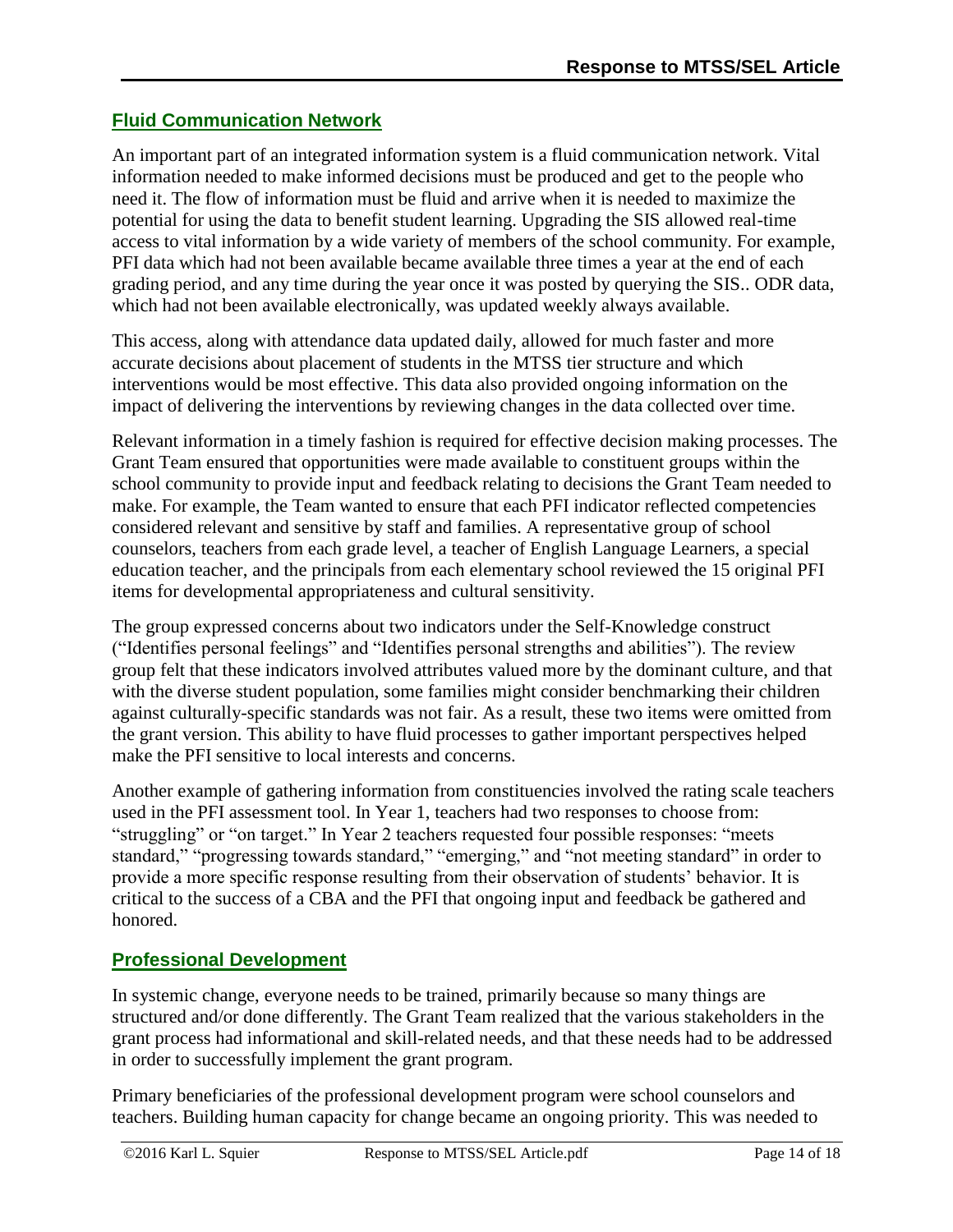## Fluid Communication Network

An important part of an integrated information system is a fluid communication network. Vital information needed to make informed decisions must be produced and get to the people who need it. The flow of information must be fluid and arrive when it is needed to maximize the potential for using the data to benefit student learning. Upgrading the SIS allowed real-time access to vital information by a wide variety of members of the school community. For example, PFI data which had not been available became available three times a year at the end of each grading period, and any time during the year once it was posted by querying the SIS.. ODR data, which had not been available electronically, was updated weekly always available.

This access, along with attendance data updated daily, allowed for much faster and more accurate decisions about placement of students in the MTSS tier structure and which interventions would be most effective. This data also provided ongoing information on the impact of delivering the interventions by reviewing changes in the data collected over time.

Relevant information in a timely fashion is required for effective decision making processes. The Grant Team ensured that opportunities were made available to constituent groups within the school community to provide input and feedback relating to decisions the Grant Team needed to make. For example, the Team wanted to ensure that each PFI indicator reflected competencies considered relevant and sensitive by staff and families. A representative group of school counselors, teachers from each grade level, a teacher of English Language Learners, a special education teacher, and the principals from each elementary school reviewed the 15 original PFI items for developmental appropriateness and cultural sensitivity.

The group expressed concerns about two indicators under the Self-Knowledge construct ("Identifies personal feelings" and "Identifies personal strengths and abilities"). The review group felt that these indicators involved attributes valued more by the dominant culture, and that with the diverse student population, some families might consider benchmarking their children against culturally-specific standards was not fair. As a result, these two items were omitted from the grant version. This ability to have fluid processes to gather important perspectives helped make the PFI sensitive to local interests and concerns.

Another example of gathering information from constituencies involved the rating scale teachers used in the PFI assessment tool. In Year 1, teachers had two responses to choose from: "struggling" or "on target." In Year 2 teachers requested four possible responses: "meets standard," "progressing towards standard," "emerging," and "not meeting standard" in order to provide a more specific response resulting from their observation of students' behavior. It is critical to the success of a CBA and the PFI that ongoing input and feedback be gathered and honored.

## Professional Development

In systemic change, everyone needs to be trained, primarily because so many things are structured and/or done differently. The Grant Team realized that the various stakeholders in the grant process had informational and skill-related needs, and that these needs had to be addressed in order to successfully implement the grant program.

Primary beneficiaries of the professional development program were school counselors and teachers. Building human capacity for change became an ongoing priority. This was needed to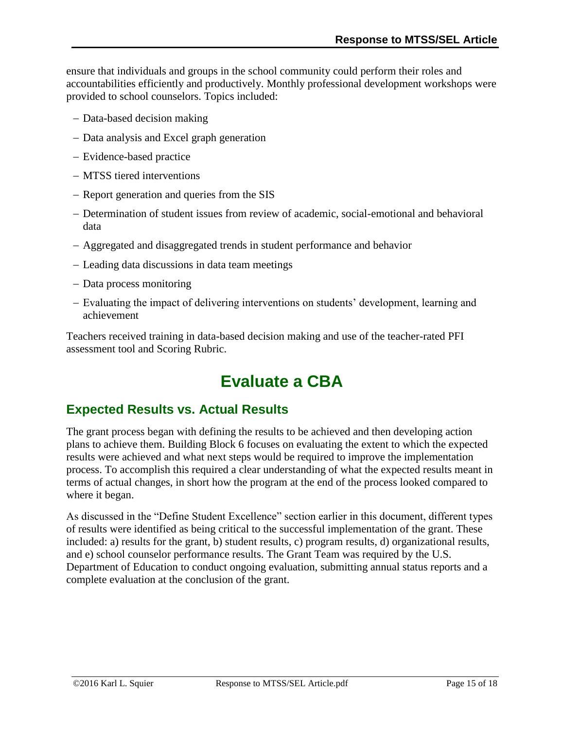ensure that individuals and groups in the school community could perform their roles and accountabilities efficiently and productively. Monthly professional development workshops were provided to school counselors. Topics included:

- Data-based decision making
- Data analysis and Excel graph generation
- Evidence-based practice
- MTSS tiered interventions
- Report generation and queries from the SIS
- Determination of student issues from review of academic, social-emotional and behavioral data
- Aggregated and disaggregated trends in student performance and behavior
- Leading data discussions in data team meetings
- Data process monitoring
- Evaluating the impact of delivering interventions on students' development, learning and achievement

Teachers received training in data-based decision making and use of the teacher-rated PFI assessment tool and Scoring Rubric.

# Evaluate a CBA

## Expected Results vs. Actual Results

The grant process began with defining the results to be achieved and then developing action plans to achieve them. Building Block 6 focuses on evaluating the extent to which the expected results were achieved and what next steps would be required to improve the implementation process. To accomplish this required a clear understanding of what the expected results meant in terms of actual changes, in short how the program at the end of the process looked compared to where it began.

As discussed in the "Define Student Excellence" section earlier in this document, different types of results were identified as being critical to the successful implementation of the grant. These included: a) results for the grant, b) student results, c) program results, d) organizational results, and e) school counselor performance results. The Grant Team was required by the U.S. Department of Education to conduct ongoing evaluation, submitting annual status reports and a complete evaluation at the conclusion of the grant.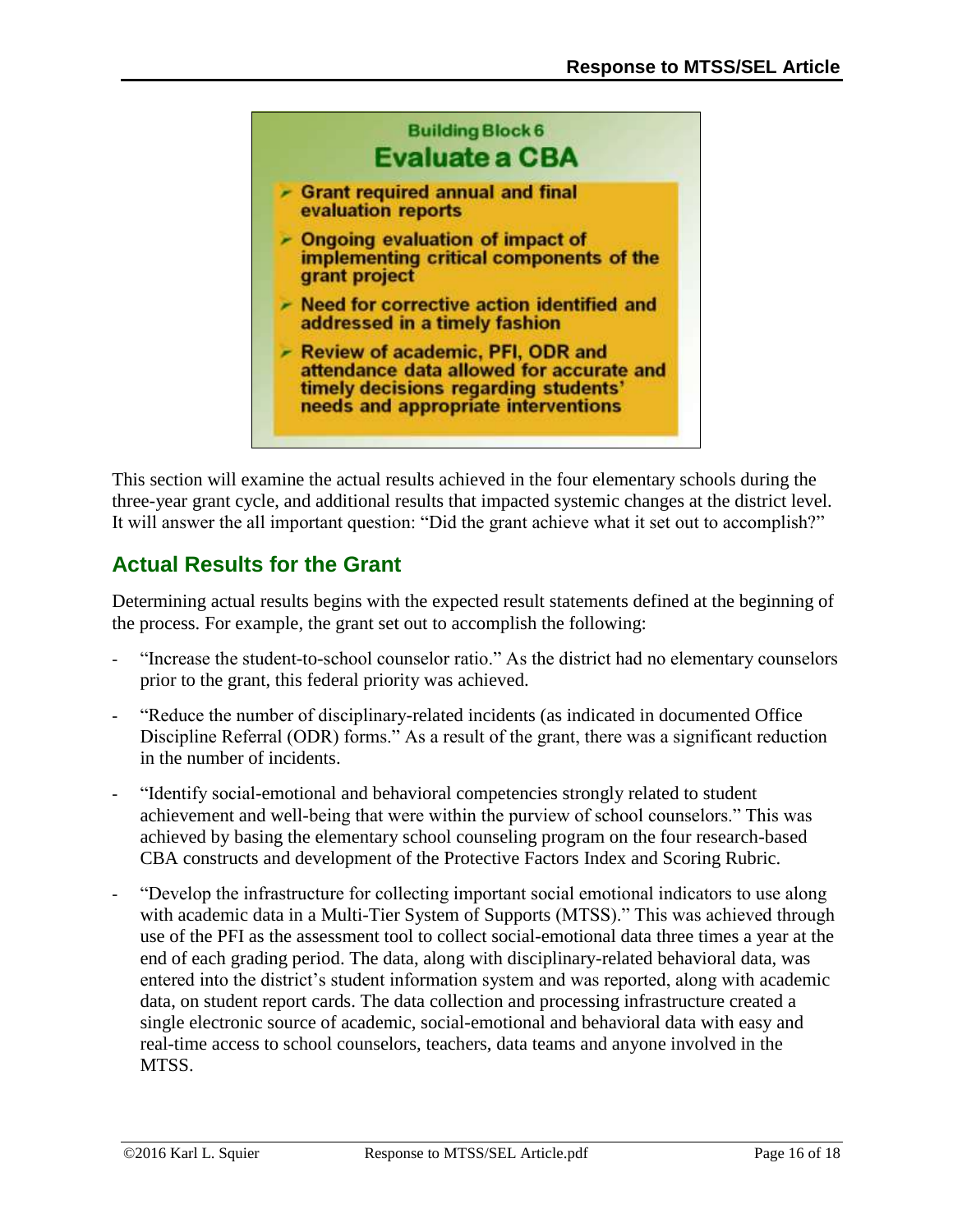**Building Block 6**

**Evaluate a CBA**

- Grant required annual and final evaluation reports
- Ongoing evaluation of impact of implementing critical components of the grant project
- Need for corrective action identified and addressed in a timely fashion
- Review of academic, PFI, ODR and attendance data allowed for accurate and timely decisions regarding students' needs and appropriate interventions

This section will examine the actual results achieved in the four elementary schools during the three-year grant cycle, and additional results that impacted systemic changes at the district level. It will answer the all important question: "Did the grant achieve what it set out to accomplish?"

## Actual Results for the Grant

Determining actual results begins with the expected result statements defined at the beginning of the process. For example, the grant set out to accomplish the following:

- "Increase the student-to-school counselor ratio." As the district had no elementary counselors prior to the grant, this federal priority was achieved.
- "Reduce the number of disciplinary-related incidents (as indicated in documented Office Discipline Referral (ODR) forms." As a result of the grant, there was a significant reduction in the number of incidents.
- "Identify social-emotional and behavioral competencies strongly related to student achievement and well-being that were within the purview of school counselors." This was achieved by basing the elementary school counseling program on the four research-based CBA constructs and development of the Protective Factors Index and Scoring Rubric.
- "Develop the infrastructure for collecting important social emotional indicators to use along with academic data in a Multi-Tier System of Supports (MTSS)." This was achieved through use of the PFI as the assessment tool to collect social-emotional data three times a year at the end of each grading period. The data, along with disciplinary-related behavioral data, was entered into the district's student information system and was reported, along with academic data, on student report cards. The data collection and processing infrastructure created a single electronic source of academic, social-emotional and behavioral data with easy and real-time access to school counselors, teachers, data teams and anyone involved in the MTSS.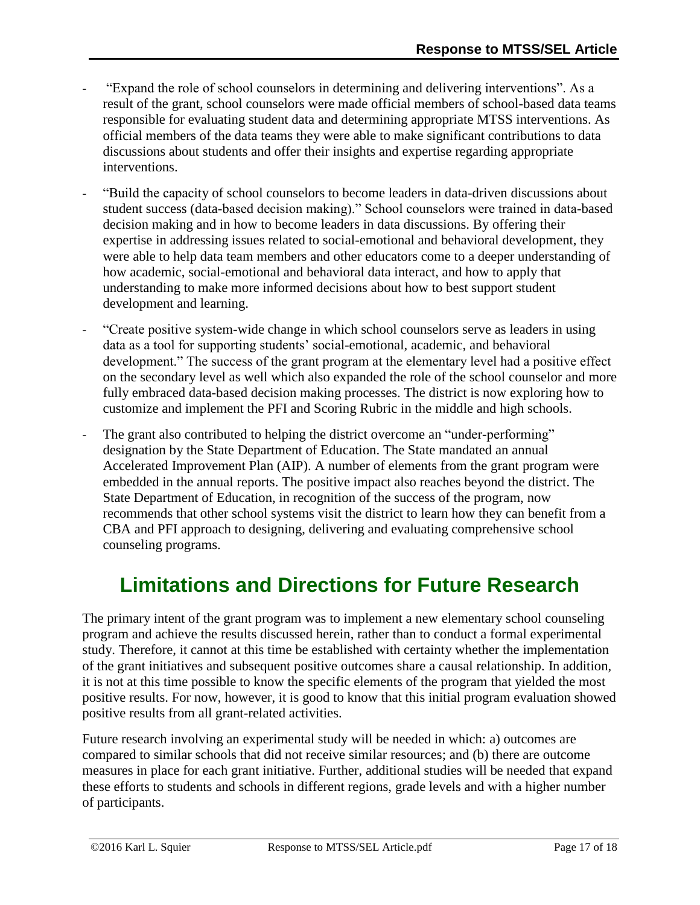- "Expand the role of school counselors in determining and delivering interventions". As a result of the grant, school counselors were made official members of school-based data teams responsible for evaluating student data and determining appropriate MTSS interventions. As official members of the data teams they were able to make significant contributions to data discussions about students and offer their insights and expertise regarding appropriate interventions.
- "Build the capacity of school counselors to become leaders in data-driven discussions about student success (data-based decision making)." School counselors were trained in data-based decision making and in how to become leaders in data discussions. By offering their expertise in addressing issues related to social-emotional and behavioral development, they were able to help data team members and other educators come to a deeper understanding of how academic, social-emotional and behavioral data interact, and how to apply that understanding to make more informed decisions about how to best support student development and learning.
- "Create positive system-wide change in which school counselors serve as leaders in using data as a tool for supporting students' social-emotional, academic, and behavioral development." The success of the grant program at the elementary level had a positive effect on the secondary level as well which also expanded the role of the school counselor and more fully embraced data-based decision making processes. The district is now exploring how to customize and implement the PFI and Scoring Rubric in the middle and high schools.
- The grant also contributed to helping the district overcome an "under-performing" designation by the State Department of Education. The State mandated an annual Accelerated Improvement Plan (AIP). A number of elements from the grant program were embedded in the annual reports. The positive impact also reaches beyond the district. The State Department of Education, in recognition of the success of the program, now recommends that other school systems visit the district to learn how they can benefit from a CBA and PFI approach to designing, delivering and evaluating comprehensive school counseling programs.

# Limitations and Directions for Future Research

The primary intent of the grant program was to implement a new elementary school counseling program and achieve the results discussed herein, rather than to conduct a formal experimental study. Therefore, it cannot at this time be established with certainty whether the implementation of the grant initiatives and subsequent positive outcomes share a causal relationship. In addition, it is not at this time possible to know the specific elements of the program that yielded the most positive results. For now, however, it is good to know that this initial program evaluation showed positive results from all grant-related activities.

Future research involving an experimental study will be needed in which: a) outcomes are compared to similar schools that did not receive similar resources; and (b) there are outcome measures in place for each grant initiative. Further, additional studies will be needed that expand these efforts to students and schools in different regions, grade levels and with a higher number of participants.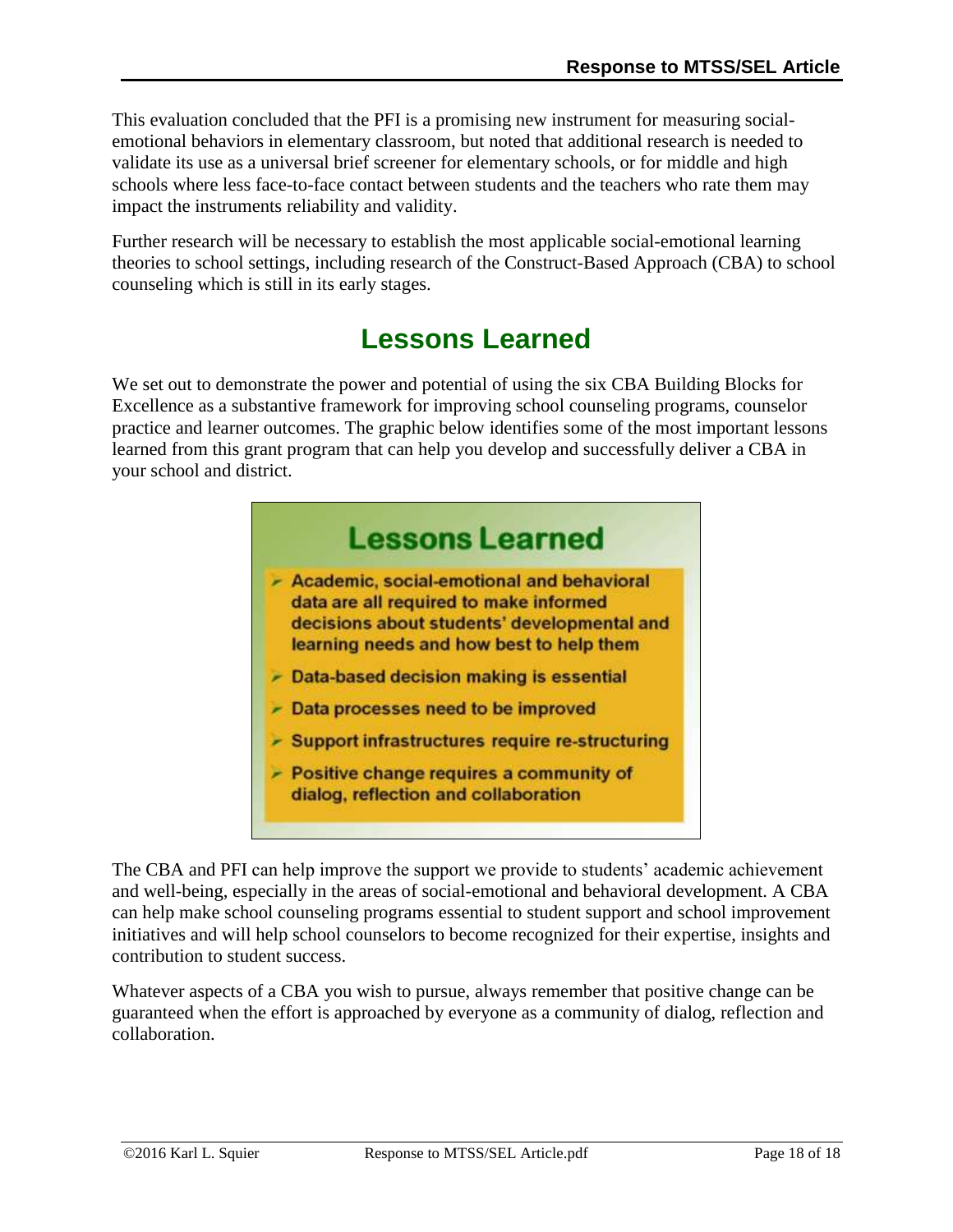This evaluation concluded that the PFI is a promising new instrument for measuring social-emotional behaviors in elementary classroom, but noted that additional research is needed to validate its use as a universal brief screener for elementary schools, or for middle and high schools where less face-to-face contact between students and the teachers who rate them may impact the instruments reliability and validity.

Further research will be necessary to establish the most applicable social-emotional learning theories to school settings, including research of the Construct-Based Approach (CBA) to school counseling which is still in its early stages.

## Lessons Learned

We set out to demonstrate the power and potential of using the six CBA Building Blocks for Excellence as a substantive framework for improving school counseling programs, counselor practice and learner outcomes. The graphic below identifies some of the most important lessons learned from this grant program that can help you develop and successfully deliver a CBA in your school and district.

**Lessons Learned**

- Academic, social-emotional and behavioral data are all required to make informed decisions about students' developmental and learning needs and how best to help them
- Data-based decision making is essential
- Data processes need to be improved
- Support infrastructures require re-structuring
- Positive change requires a community of dialog, reflection and collaboration

The CBA and PFI can help improve the support we provide to students' academic achievement and well-being, especially in the areas of social-emotional and behavioral development. A CBA can help make school counseling programs essential to student support and school improvement initiatives and will help school counselors to become recognized for their expertise, insights and contribution to student success.

Whatever aspects of a CBA you wish to pursue, always remember that positive change can be guaranteed when the effort is approached by everyone as a community of dialog, reflection and collaboration.